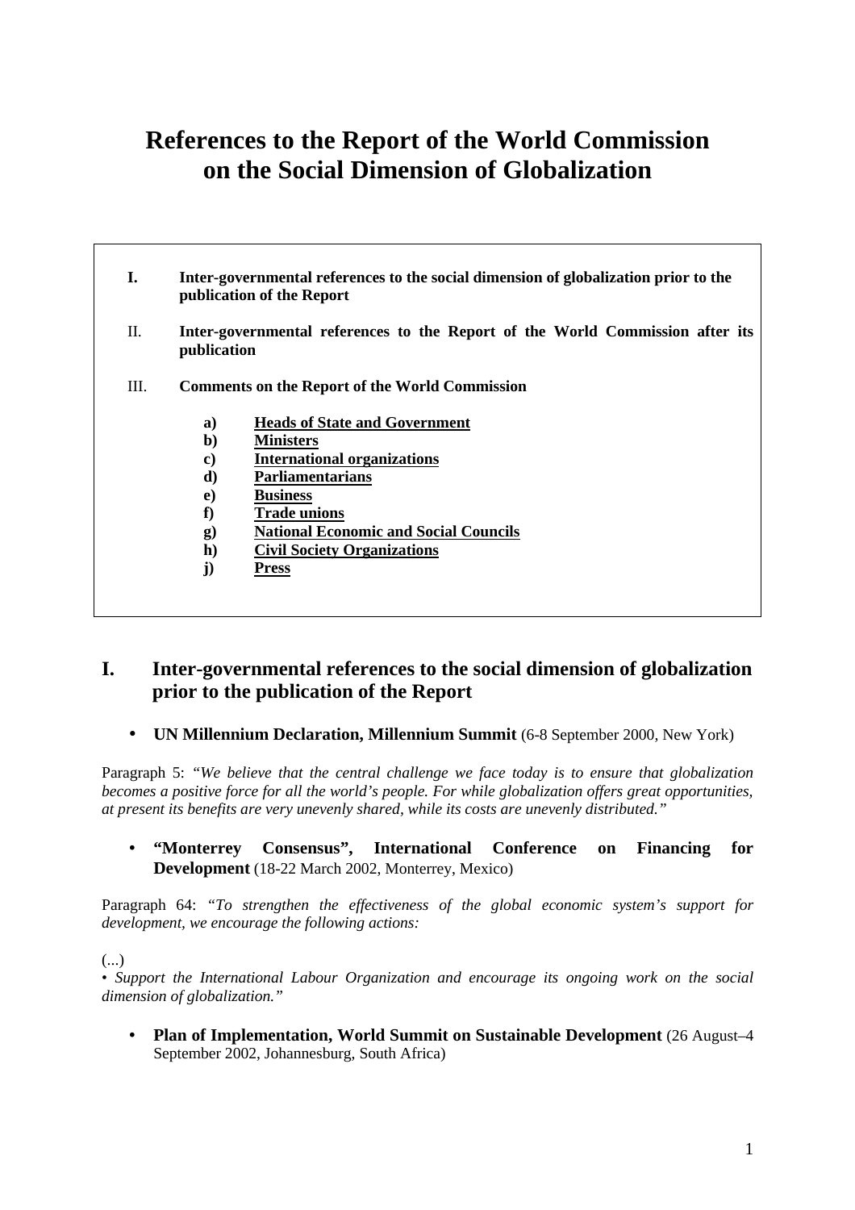# References to the Report of the World Commission on the Social Dimension of Globalization

**I.** **Inter-governmental references to the social dimension of globalization prior to the publication of the Report**

II. **Inter-governmental references to the Report of the World Commission after its publication**

III. **Comments on the Report of the World Commission**

- **a)** **Heads of State and Government**
- **b)** **Ministers**
- **c)** **International organizations**
- **d)** **Parliamentarians**
- **e)** **Business**
- **f)** **Trade unions**
- **g)** **National Economic and Social Councils**
- **h)** **Civil Society Organizations**
- **j)** **Press**

## I. Inter-governmental references to the social dimension of globalization prior to the publication of the Report

- **UN Millennium Declaration, Millennium Summit** (6-8 September 2000, New York)

Paragraph 5: *"We believe that the central challenge we face today is to ensure that globalization becomes a positive force for all the world's people. For while globalization offers great opportunities, at present its benefits are very unevenly shared, while its costs are unevenly distributed."*

- **"Monterrey Consensus", International Conference on Financing for Development** (18-22 March 2002, Monterrey, Mexico)

Paragraph 64: *"To strengthen the effectiveness of the global economic system's support for development, we encourage the following actions:*

(...)
• *Support the International Labour Organization and encourage its ongoing work on the social dimension of globalization."*

- **Plan of Implementation, World Summit on Sustainable Development** (26 August–4 September 2002, Johannesburg, South Africa)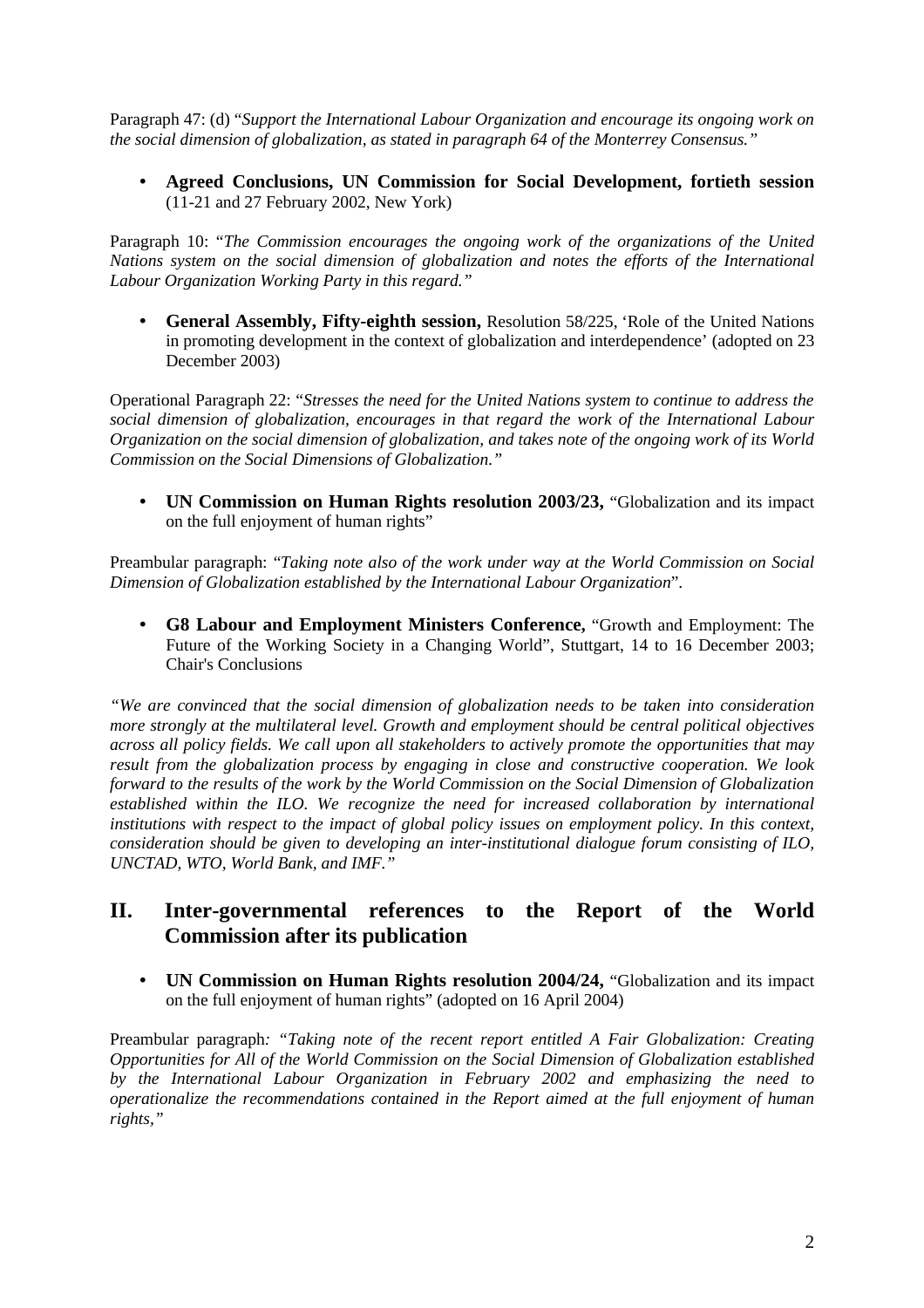Paragraph 47: (d) "*Support the International Labour Organization and encourage its ongoing work on the social dimension of globalization, as stated in paragraph 64 of the Monterrey Consensus."*

- **Agreed Conclusions, UN Commission for Social Development, fortieth session** (11-21 and 27 February 2002, New York)

Paragraph 10: "*The Commission encourages the ongoing work of the organizations of the United Nations system on the social dimension of globalization and notes the efforts of the International Labour Organization Working Party in this regard."*

- **General Assembly, Fifty-eighth session,** Resolution 58/225, 'Role of the United Nations in promoting development in the context of globalization and interdependence' (adopted on 23 December 2003)

Operational Paragraph 22: "*Stresses the need for the United Nations system to continue to address the social dimension of globalization, encourages in that regard the work of the International Labour Organization on the social dimension of globalization, and takes note of the ongoing work of its World Commission on the Social Dimensions of Globalization."*

- **UN Commission on Human Rights resolution 2003/23,** "Globalization and its impact on the full enjoyment of human rights"

Preambular paragraph: "*Taking note also of the work under way at the World Commission on Social Dimension of Globalization established by the International Labour Organization*".

- **G8 Labour and Employment Ministers Conference,** "Growth and Employment: The Future of the Working Society in a Changing World", Stuttgart, 14 to 16 December 2003; Chair's Conclusions

*"We are convinced that the social dimension of globalization needs to be taken into consideration more strongly at the multilateral level. Growth and employment should be central political objectives across all policy fields. We call upon all stakeholders to actively promote the opportunities that may result from the globalization process by engaging in close and constructive cooperation. We look forward to the results of the work by the World Commission on the Social Dimension of Globalization established within the ILO. We recognize the need for increased collaboration by international institutions with respect to the impact of global policy issues on employment policy. In this context, consideration should be given to developing an inter-institutional dialogue forum consisting of ILO, UNCTAD, WTO, World Bank, and IMF."*

## II. Inter-governmental references to the Report of the World Commission after its publication

- **UN Commission on Human Rights resolution 2004/24,** "Globalization and its impact on the full enjoyment of human rights" (adopted on 16 April 2004)

Preambular paragraph*: "Taking note of the recent report entitled A Fair Globalization: Creating Opportunities for All of the World Commission on the Social Dimension of Globalization established by the International Labour Organization in February 2002 and emphasizing the need to operationalize the recommendations contained in the Report aimed at the full enjoyment of human rights,"*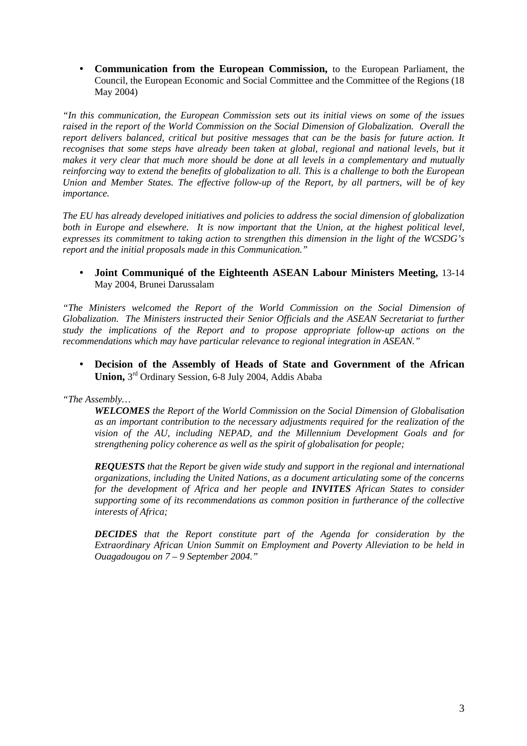- **Communication from the European Commission,** to the European Parliament, the Council, the European Economic and Social Committee and the Committee of the Regions (18 May 2004)

*"In this communication, the European Commission sets out its initial views on some of the issues raised in the report of the World Commission on the Social Dimension of Globalization. Overall the report delivers balanced, critical but positive messages that can be the basis for future action. It recognises that some steps have already been taken at global, regional and national levels, but it makes it very clear that much more should be done at all levels in a complementary and mutually reinforcing way to extend the benefits of globalization to all. This is a challenge to both the European Union and Member States. The effective follow-up of the Report, by all partners, will be of key importance.*

*The EU has already developed initiatives and policies to address the social dimension of globalization both in Europe and elsewhere. It is now important that the Union, at the highest political level, expresses its commitment to taking action to strengthen this dimension in the light of the WCSDG's report and the initial proposals made in this Communication."*

- **Joint Communiqué of the Eighteenth ASEAN Labour Ministers Meeting,** 13-14 May 2004, Brunei Darussalam

*"The Ministers welcomed the Report of the World Commission on the Social Dimension of Globalization. The Ministers instructed their Senior Officials and the ASEAN Secretariat to further study the implications of the Report and to propose appropriate follow-up actions on the recommendations which may have particular relevance to regional integration in ASEAN."*

- **Decision of the Assembly of Heads of State and Government of the African Union,** 3rd Ordinary Session, 6-8 July 2004, Addis Ababa

*"The Assembly…*

> ***WELCOMES*** *the Report of the World Commission on the Social Dimension of Globalisation as an important contribution to the necessary adjustments required for the realization of the vision of the AU, including NEPAD, and the Millennium Development Goals and for strengthening policy coherence as well as the spirit of globalisation for people;*
>
> ***REQUESTS*** *that the Report be given wide study and support in the regional and international organizations, including the United Nations, as a document articulating some of the concerns for the development of Africa and her people and* ***INVITES*** *African States to consider supporting some of its recommendations as common position in furtherance of the collective interests of Africa;*
>
> ***DECIDES*** *that the Report constitute part of the Agenda for consideration by the Extraordinary African Union Summit on Employment and Poverty Alleviation to be held in Ouagadougou on 7 – 9 September 2004."*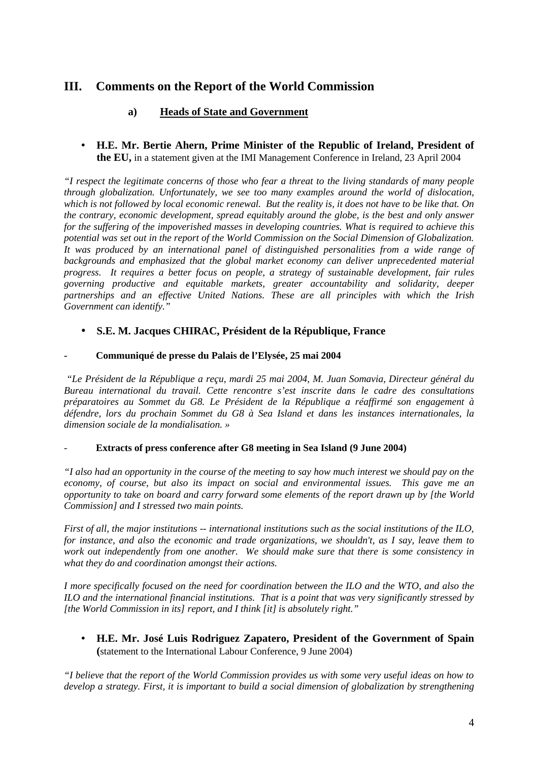## III. Comments on the Report of the World Commission

### a) Heads of State and Government

- **H.E. Mr. Bertie Ahern, Prime Minister of the Republic of Ireland, President of the EU,** in a statement given at the IMI Management Conference in Ireland, 23 April 2004

*"I respect the legitimate concerns of those who fear a threat to the living standards of many people through globalization. Unfortunately, we see too many examples around the world of dislocation, which is not followed by local economic renewal. But the reality is, it does not have to be like that. On the contrary, economic development, spread equitably around the globe, is the best and only answer for the suffering of the impoverished masses in developing countries. What is required to achieve this potential was set out in the report of the World Commission on the Social Dimension of Globalization. It was produced by an international panel of distinguished personalities from a wide range of backgrounds and emphasized that the global market economy can deliver unprecedented material progress. It requires a better focus on people, a strategy of sustainable development, fair rules governing productive and equitable markets, greater accountability and solidarity, deeper partnerships and an effective United Nations. These are all principles with which the Irish Government can identify."*

- **S.E. M. Jacques CHIRAC, Président de la République, France**

- **Communiqué de presse du Palais de l'Elysée, 25 mai 2004**

*"Le Président de la République a reçu, mardi 25 mai 2004, M. Juan Somavia, Directeur général du Bureau international du travail. Cette rencontre s'est inscrite dans le cadre des consultations préparatoires au Sommet du G8. Le Président de la République a réaffirmé son engagement à défendre, lors du prochain Sommet du G8 à Sea Island et dans les instances internationales, la dimension sociale de la mondialisation. »*

- **Extracts of press conference after G8 meeting in Sea Island (9 June 2004)**

*"I also had an opportunity in the course of the meeting to say how much interest we should pay on the economy, of course, but also its impact on social and environmental issues. This gave me an opportunity to take on board and carry forward some elements of the report drawn up by [the World Commission] and I stressed two main points.*

*First of all, the major institutions -- international institutions such as the social institutions of the ILO, for instance, and also the economic and trade organizations, we shouldn't, as I say, leave them to work out independently from one another. We should make sure that there is some consistency in what they do and coordination amongst their actions.*

*I more specifically focused on the need for coordination between the ILO and the WTO, and also the ILO and the international financial institutions. That is a point that was very significantly stressed by [the World Commission in its] report, and I think [it] is absolutely right."*

- **H.E. Mr. José Luis Rodriguez Zapatero, President of the Government of Spain (**statement to the International Labour Conference, 9 June 2004)

*"I believe that the report of the World Commission provides us with some very useful ideas on how to develop a strategy. First, it is important to build a social dimension of globalization by strengthening*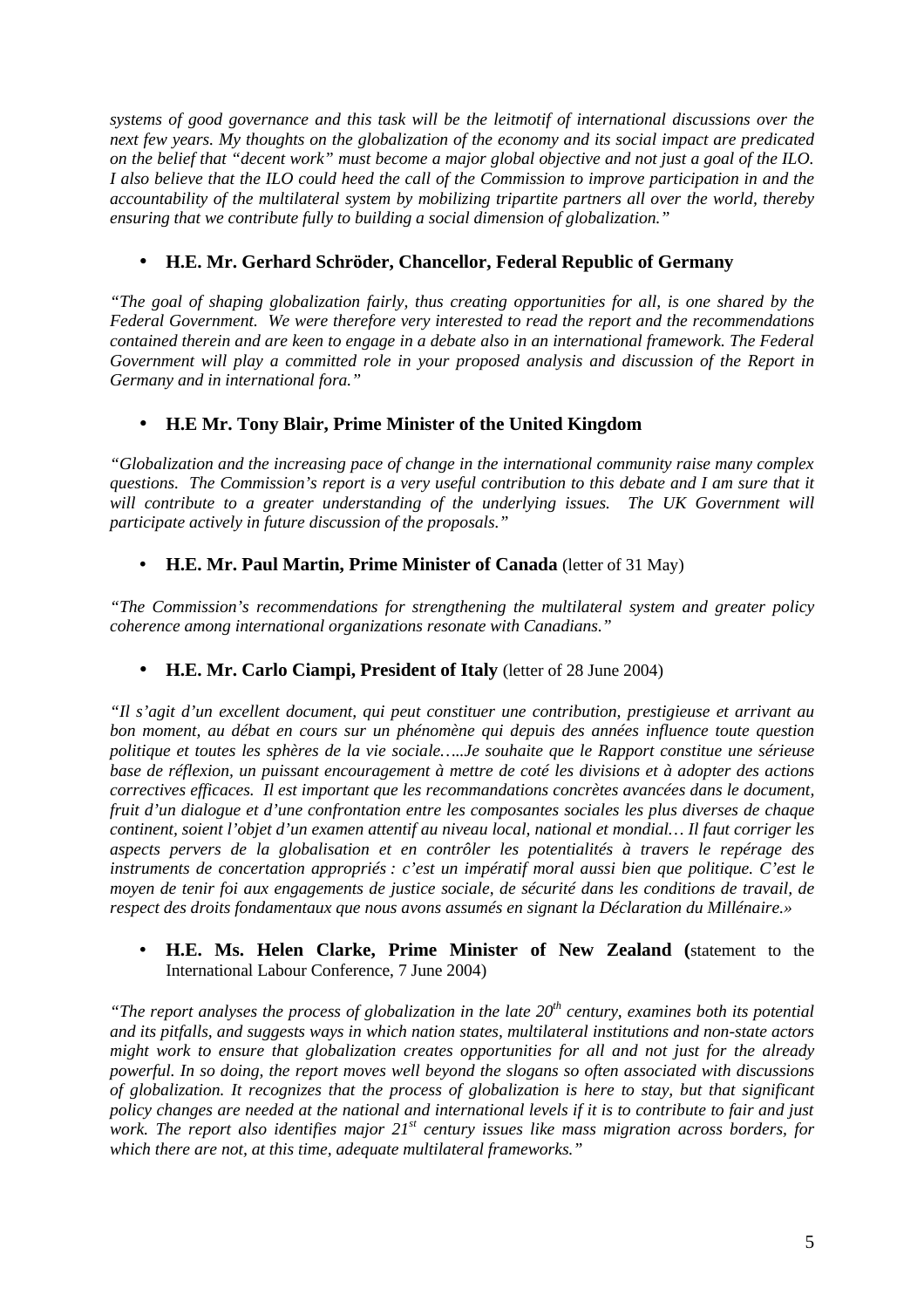*systems of good governance and this task will be the leitmotif of international discussions over the next few years. My thoughts on the globalization of the economy and its social impact are predicated on the belief that "decent work" must become a major global objective and not just a goal of the ILO. I also believe that the ILO could heed the call of the Commission to improve participation in and the accountability of the multilateral system by mobilizing tripartite partners all over the world, thereby ensuring that we contribute fully to building a social dimension of globalization."*

- **H.E. Mr. Gerhard Schröder, Chancellor, Federal Republic of Germany**

*"The goal of shaping globalization fairly, thus creating opportunities for all, is one shared by the Federal Government. We were therefore very interested to read the report and the recommendations contained therein and are keen to engage in a debate also in an international framework. The Federal Government will play a committed role in your proposed analysis and discussion of the Report in Germany and in international fora."*

- **H.E Mr. Tony Blair, Prime Minister of the United Kingdom**

*"Globalization and the increasing pace of change in the international community raise many complex questions. The Commission's report is a very useful contribution to this debate and I am sure that it will contribute to a greater understanding of the underlying issues. The UK Government will participate actively in future discussion of the proposals."*

- **H.E. Mr. Paul Martin, Prime Minister of Canada** (letter of 31 May)

*"The Commission's recommendations for strengthening the multilateral system and greater policy coherence among international organizations resonate with Canadians."*

- **H.E. Mr. Carlo Ciampi, President of Italy** (letter of 28 June 2004)

*"Il s'agit d'un excellent document, qui peut constituer une contribution, prestigieuse et arrivant au bon moment, au débat en cours sur un phénomène qui depuis des années influence toute question politique et toutes les sphères de la vie sociale…..Je souhaite que le Rapport constitue une sérieuse base de réflexion, un puissant encouragement à mettre de coté les divisions et à adopter des actions correctives efficaces. Il est important que les recommandations concrètes avancées dans le document, fruit d'un dialogue et d'une confrontation entre les composantes sociales les plus diverses de chaque continent, soient l'objet d'un examen attentif au niveau local, national et mondial… Il faut corriger les aspects pervers de la globalisation et en contrôler les potentialités à travers le repérage des instruments de concertation appropriés : c'est un impératif moral aussi bien que politique. C'est le moyen de tenir foi aux engagements de justice sociale, de sécurité dans les conditions de travail, de respect des droits fondamentaux que nous avons assumés en signant la Déclaration du Millénaire.»*

- **H.E. Ms. Helen Clarke, Prime Minister of New Zealand (**statement to the International Labour Conference, 7 June 2004)

*"The report analyses the process of globalization in the late 20th century, examines both its potential and its pitfalls, and suggests ways in which nation states, multilateral institutions and non-state actors might work to ensure that globalization creates opportunities for all and not just for the already powerful. In so doing, the report moves well beyond the slogans so often associated with discussions of globalization. It recognizes that the process of globalization is here to stay, but that significant policy changes are needed at the national and international levels if it is to contribute to fair and just work. The report also identifies major 21st century issues like mass migration across borders, for which there are not, at this time, adequate multilateral frameworks."*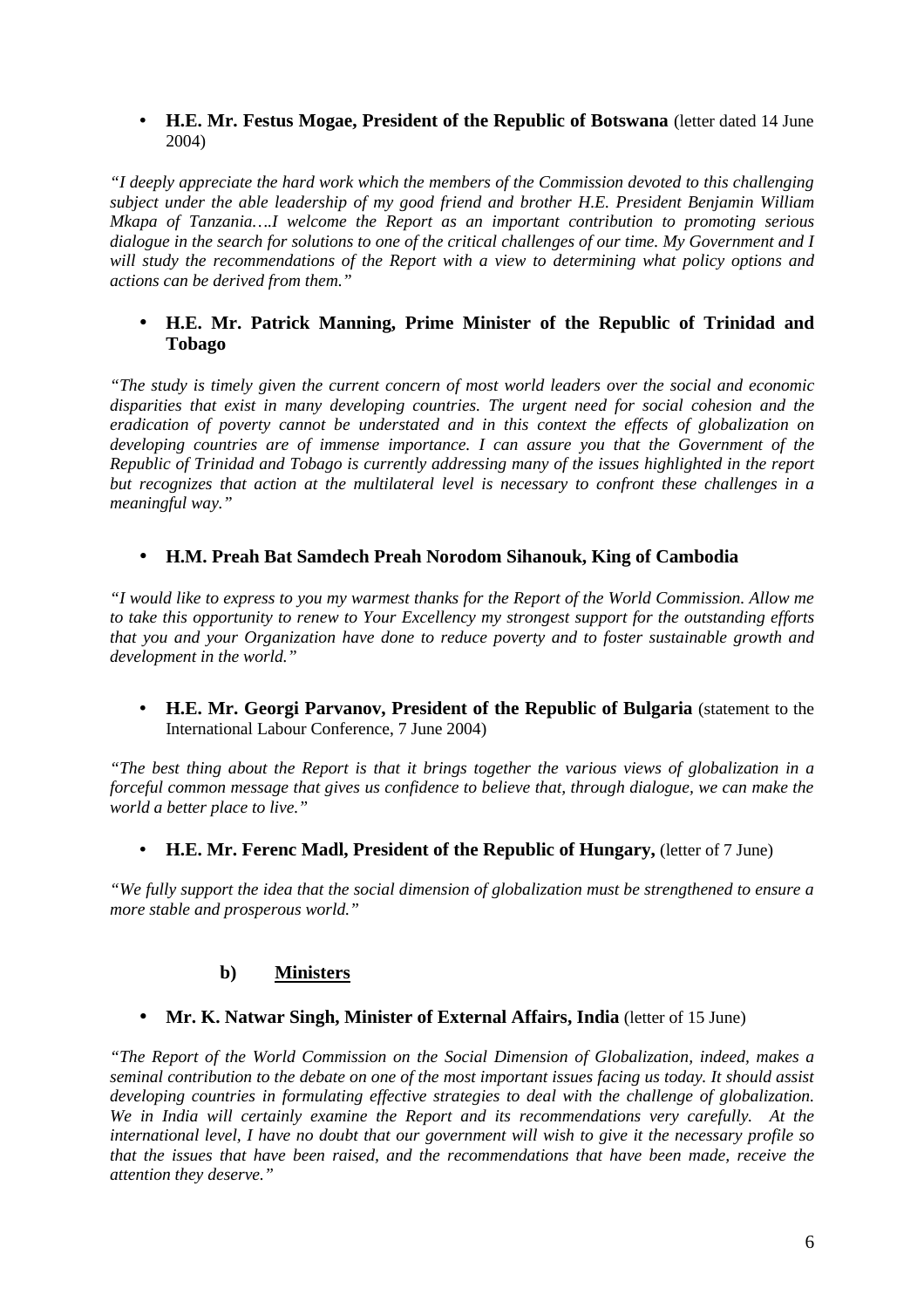- **H.E. Mr. Festus Mogae, President of the Republic of Botswana** (letter dated 14 June 2004)

*"I deeply appreciate the hard work which the members of the Commission devoted to this challenging subject under the able leadership of my good friend and brother H.E. President Benjamin William Mkapa of Tanzania….I welcome the Report as an important contribution to promoting serious dialogue in the search for solutions to one of the critical challenges of our time. My Government and I will study the recommendations of the Report with a view to determining what policy options and actions can be derived from them."*

- **H.E. Mr. Patrick Manning, Prime Minister of the Republic of Trinidad and Tobago**

*"The study is timely given the current concern of most world leaders over the social and economic disparities that exist in many developing countries. The urgent need for social cohesion and the eradication of poverty cannot be understated and in this context the effects of globalization on developing countries are of immense importance. I can assure you that the Government of the Republic of Trinidad and Tobago is currently addressing many of the issues highlighted in the report but recognizes that action at the multilateral level is necessary to confront these challenges in a meaningful way."*

- **H.M. Preah Bat Samdech Preah Norodom Sihanouk, King of Cambodia**

*"I would like to express to you my warmest thanks for the Report of the World Commission. Allow me to take this opportunity to renew to Your Excellency my strongest support for the outstanding efforts that you and your Organization have done to reduce poverty and to foster sustainable growth and development in the world."*

- **H.E. Mr. Georgi Parvanov, President of the Republic of Bulgaria** (statement to the International Labour Conference, 7 June 2004)

*"The best thing about the Report is that it brings together the various views of globalization in a forceful common message that gives us confidence to believe that, through dialogue, we can make the world a better place to live."*

- **H.E. Mr. Ferenc Madl, President of the Republic of Hungary,** (letter of 7 June)

*"We fully support the idea that the social dimension of globalization must be strengthened to ensure a more stable and prosperous world."*

### b) Ministers

- **Mr. K. Natwar Singh, Minister of External Affairs, India** (letter of 15 June)

*"The Report of the World Commission on the Social Dimension of Globalization, indeed, makes a seminal contribution to the debate on one of the most important issues facing us today. It should assist developing countries in formulating effective strategies to deal with the challenge of globalization. We in India will certainly examine the Report and its recommendations very carefully. At the international level, I have no doubt that our government will wish to give it the necessary profile so that the issues that have been raised, and the recommendations that have been made, receive the attention they deserve."*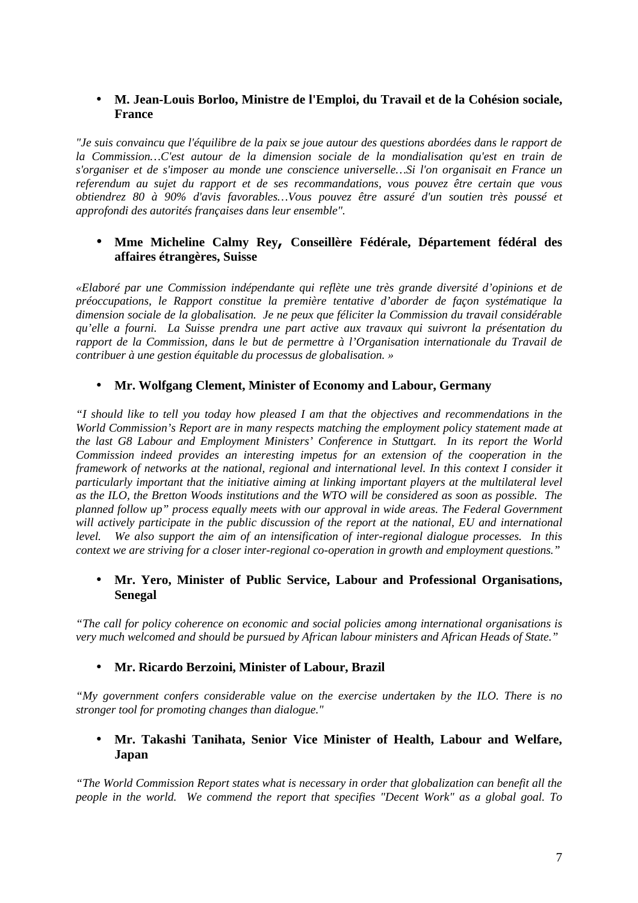- **M. Jean-Louis Borloo, Ministre de l'Emploi, du Travail et de la Cohésion sociale, France**

*"Je suis convaincu que l'équilibre de la paix se joue autour des questions abordées dans le rapport de la Commission…C'est autour de la dimension sociale de la mondialisation qu'est en train de s'organiser et de s'imposer au monde une conscience universelle…Si l'on organisait en France un referendum au sujet du rapport et de ses recommandations, vous pouvez être certain que vous obtiendrez 80 à 90% d'avis favorables…Vous pouvez être assuré d'un soutien très poussé et approfondi des autorités françaises dans leur ensemble".*

- **Mme Micheline Calmy Rey, Conseillère Fédérale, Département fédéral des affaires étrangères, Suisse**

*«Elaboré par une Commission indépendante qui reflète une très grande diversité d'opinions et de préoccupations, le Rapport constitue la première tentative d'aborder de façon systématique la dimension sociale de la globalisation. Je ne peux que féliciter la Commission du travail considérable qu'elle a fourni. La Suisse prendra une part active aux travaux qui suivront la présentation du rapport de la Commission, dans le but de permettre à l'Organisation internationale du Travail de contribuer à une gestion équitable du processus de globalisation. »*

- **Mr. Wolfgang Clement, Minister of Economy and Labour, Germany**

*"I should like to tell you today how pleased I am that the objectives and recommendations in the World Commission's Report are in many respects matching the employment policy statement made at the last G8 Labour and Employment Ministers' Conference in Stuttgart. In its report the World Commission indeed provides an interesting impetus for an extension of the cooperation in the framework of networks at the national, regional and international level. In this context I consider it particularly important that the initiative aiming at linking important players at the multilateral level as the ILO, the Bretton Woods institutions and the WTO will be considered as soon as possible. The planned follow up" process equally meets with our approval in wide areas. The Federal Government will actively participate in the public discussion of the report at the national, EU and international level. We also support the aim of an intensification of inter-regional dialogue processes. In this context we are striving for a closer inter-regional co-operation in growth and employment questions."*

- **Mr. Yero, Minister of Public Service, Labour and Professional Organisations, Senegal**

*"The call for policy coherence on economic and social policies among international organisations is very much welcomed and should be pursued by African labour ministers and African Heads of State."*

- **Mr. Ricardo Berzoini, Minister of Labour, Brazil**

*"My government confers considerable value on the exercise undertaken by the ILO. There is no stronger tool for promoting changes than dialogue."*

- **Mr. Takashi Tanihata, Senior Vice Minister of Health, Labour and Welfare, Japan**

*"The World Commission Report states what is necessary in order that globalization can benefit all the people in the world. We commend the report that specifies "Decent Work" as a global goal. To*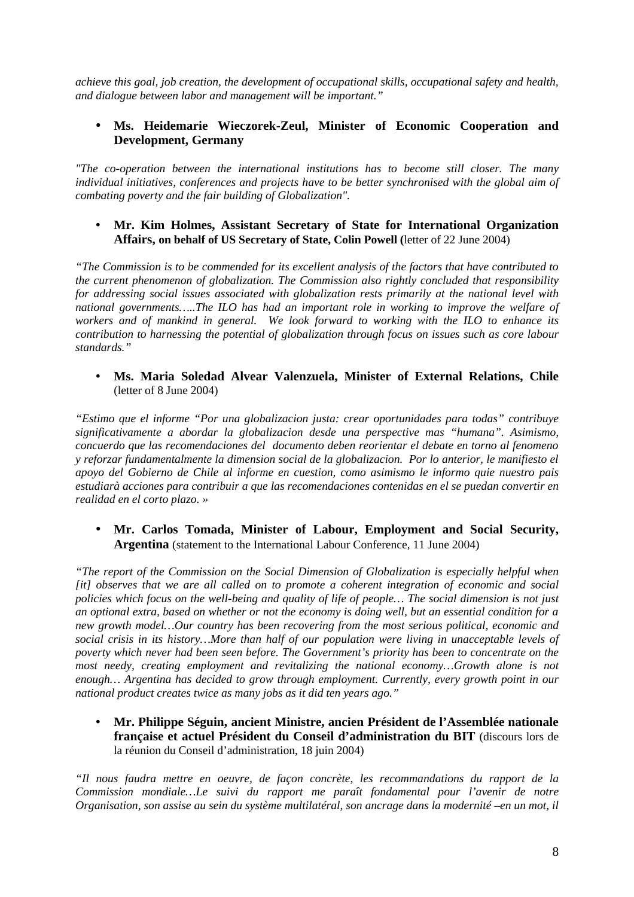*achieve this goal, job creation, the development of occupational skills, occupational safety and health, and dialogue between labor and management will be important."*

- **Ms. Heidemarie Wieczorek-Zeul, Minister of Economic Cooperation and Development, Germany**

*"The co-operation between the international institutions has to become still closer. The many individual initiatives, conferences and projects have to be better synchronised with the global aim of combating poverty and the fair building of Globalization".*

- **Mr. Kim Holmes, Assistant Secretary of State for International Organization Affairs, on behalf of US Secretary of State, Colin Powell (**letter of 22 June 2004)

*"The Commission is to be commended for its excellent analysis of the factors that have contributed to the current phenomenon of globalization. The Commission also rightly concluded that responsibility for addressing social issues associated with globalization rests primarily at the national level with national governments…..The ILO has had an important role in working to improve the welfare of workers and of mankind in general. We look forward to working with the ILO to enhance its contribution to harnessing the potential of globalization through focus on issues such as core labour standards."*

- **Ms. Maria Soledad Alvear Valenzuela, Minister of External Relations, Chile** (letter of 8 June 2004)

*"Estimo que el informe "Por una globalizacion justa: crear oportunidades para todas" contribuye significativamente a abordar la globalizacion desde una perspective mas "humana". Asimismo, concuerdo que las recomendaciones del documento deben reorientar el debate en torno al fenomeno y reforzar fundamentalmente la dimension social de la globalizacion. Por lo anterior, le manifiesto el apoyo del Gobierno de Chile al informe en cuestion, como asimismo le informo quie nuestro pais estudiarà acciones para contribuir a que las recomendaciones contenidas en el se puedan convertir en realidad en el corto plazo. »*

- **Mr. Carlos Tomada, Minister of Labour, Employment and Social Security, Argentina** (statement to the International Labour Conference, 11 June 2004)

*"The report of the Commission on the Social Dimension of Globalization is especially helpful when [it] observes that we are all called on to promote a coherent integration of economic and social policies which focus on the well-being and quality of life of people… The social dimension is not just an optional extra, based on whether or not the economy is doing well, but an essential condition for a new growth model…Our country has been recovering from the most serious political, economic and social crisis in its history…More than half of our population were living in unacceptable levels of poverty which never had been seen before. The Government's priority has been to concentrate on the most needy, creating employment and revitalizing the national economy…Growth alone is not enough… Argentina has decided to grow through employment. Currently, every growth point in our national product creates twice as many jobs as it did ten years ago."*

- **Mr. Philippe Séguin, ancient Ministre, ancien Président de l'Assemblée nationale française et actuel Président du Conseil d'administration du BIT** (discours lors de la réunion du Conseil d'administration, 18 juin 2004)

*"Il nous faudra mettre en oeuvre, de façon concrète, les recommandations du rapport de la Commission mondiale…Le suivi du rapport me paraît fondamental pour l'avenir de notre Organisation, son assise au sein du système multilatéral, son ancrage dans la modernité –en un mot, il*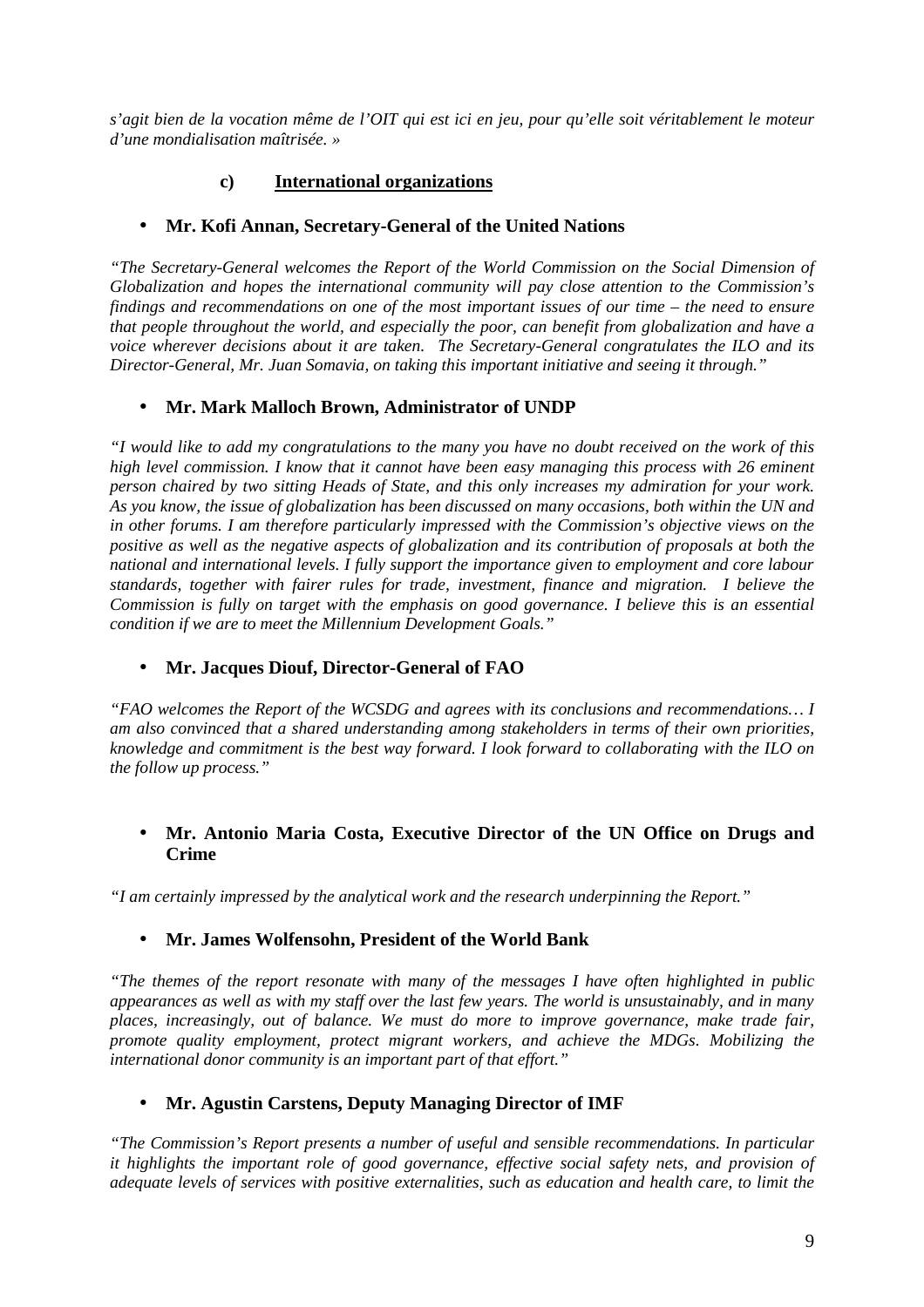*s'agit bien de la vocation même de l'OIT qui est ici en jeu, pour qu'elle soit véritablement le moteur d'une mondialisation maîtrisée. »*

### c) International organizations

- **Mr. Kofi Annan, Secretary-General of the United Nations**

*"The Secretary-General welcomes the Report of the World Commission on the Social Dimension of Globalization and hopes the international community will pay close attention to the Commission's findings and recommendations on one of the most important issues of our time – the need to ensure that people throughout the world, and especially the poor, can benefit from globalization and have a voice wherever decisions about it are taken. The Secretary-General congratulates the ILO and its Director-General, Mr. Juan Somavia, on taking this important initiative and seeing it through."*

- **Mr. Mark Malloch Brown, Administrator of UNDP**

*"I would like to add my congratulations to the many you have no doubt received on the work of this high level commission. I know that it cannot have been easy managing this process with 26 eminent person chaired by two sitting Heads of State, and this only increases my admiration for your work. As you know, the issue of globalization has been discussed on many occasions, both within the UN and in other forums. I am therefore particularly impressed with the Commission's objective views on the positive as well as the negative aspects of globalization and its contribution of proposals at both the national and international levels. I fully support the importance given to employment and core labour standards, together with fairer rules for trade, investment, finance and migration. I believe the Commission is fully on target with the emphasis on good governance. I believe this is an essential condition if we are to meet the Millennium Development Goals."*

- **Mr. Jacques Diouf, Director-General of FAO**

*"FAO welcomes the Report of the WCSDG and agrees with its conclusions and recommendations… I am also convinced that a shared understanding among stakeholders in terms of their own priorities, knowledge and commitment is the best way forward. I look forward to collaborating with the ILO on the follow up process."*

- **Mr. Antonio Maria Costa, Executive Director of the UN Office on Drugs and Crime**

*"I am certainly impressed by the analytical work and the research underpinning the Report."*

- **Mr. James Wolfensohn, President of the World Bank**

*"The themes of the report resonate with many of the messages I have often highlighted in public appearances as well as with my staff over the last few years. The world is unsustainably, and in many places, increasingly, out of balance. We must do more to improve governance, make trade fair, promote quality employment, protect migrant workers, and achieve the MDGs. Mobilizing the international donor community is an important part of that effort."*

- **Mr. Agustin Carstens, Deputy Managing Director of IMF**

*"The Commission's Report presents a number of useful and sensible recommendations. In particular it highlights the important role of good governance, effective social safety nets, and provision of adequate levels of services with positive externalities, such as education and health care, to limit the*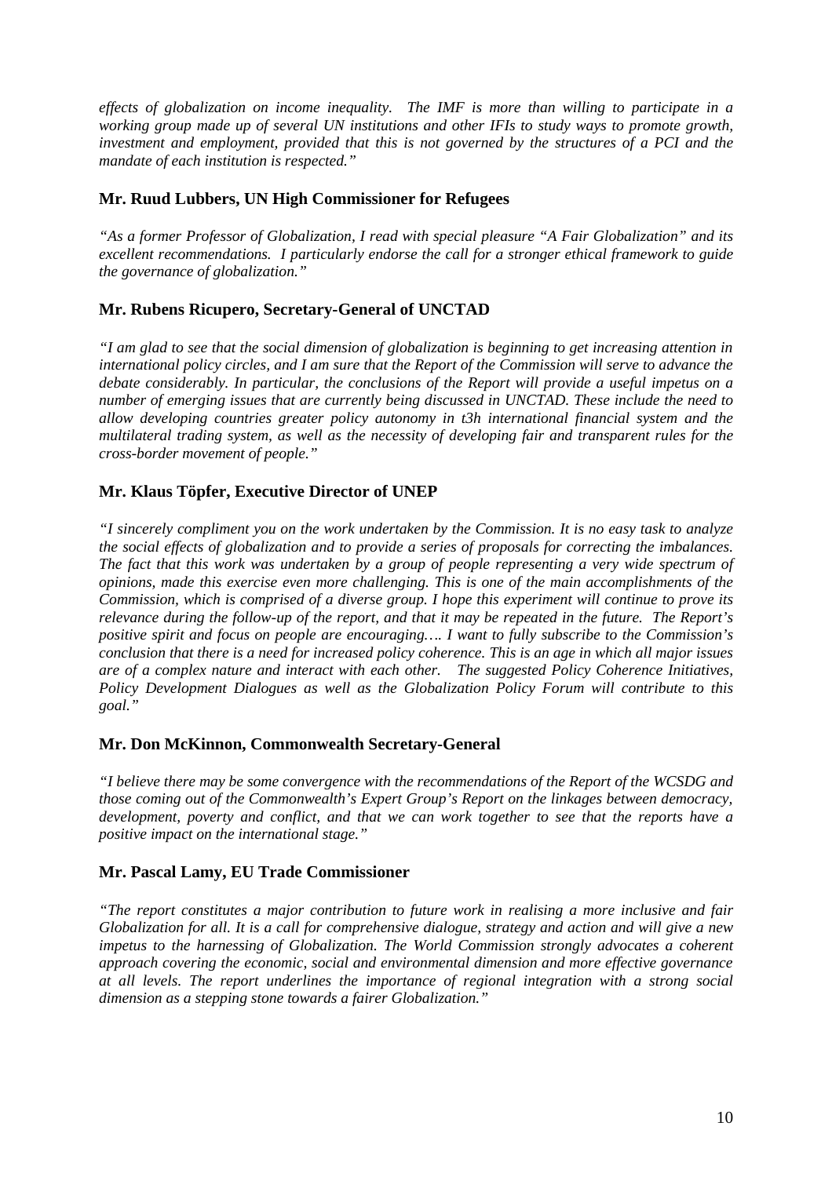*effects of globalization on income inequality. The IMF is more than willing to participate in a working group made up of several UN institutions and other IFIs to study ways to promote growth, investment and employment, provided that this is not governed by the structures of a PCI and the mandate of each institution is respected."*

### Mr. Ruud Lubbers, UN High Commissioner for Refugees

*"As a former Professor of Globalization, I read with special pleasure "A Fair Globalization" and its excellent recommendations. I particularly endorse the call for a stronger ethical framework to guide the governance of globalization."*

### Mr. Rubens Ricupero, Secretary-General of UNCTAD

*"I am glad to see that the social dimension of globalization is beginning to get increasing attention in international policy circles, and I am sure that the Report of the Commission will serve to advance the debate considerably. In particular, the conclusions of the Report will provide a useful impetus on a number of emerging issues that are currently being discussed in UNCTAD. These include the need to allow developing countries greater policy autonomy in t3h international financial system and the multilateral trading system, as well as the necessity of developing fair and transparent rules for the cross-border movement of people."*

### Mr. Klaus Töpfer, Executive Director of UNEP

*"I sincerely compliment you on the work undertaken by the Commission. It is no easy task to analyze the social effects of globalization and to provide a series of proposals for correcting the imbalances. The fact that this work was undertaken by a group of people representing a very wide spectrum of opinions, made this exercise even more challenging. This is one of the main accomplishments of the Commission, which is comprised of a diverse group. I hope this experiment will continue to prove its relevance during the follow-up of the report, and that it may be repeated in the future. The Report's positive spirit and focus on people are encouraging…. I want to fully subscribe to the Commission's conclusion that there is a need for increased policy coherence. This is an age in which all major issues are of a complex nature and interact with each other. The suggested Policy Coherence Initiatives, Policy Development Dialogues as well as the Globalization Policy Forum will contribute to this goal."*

### Mr. Don McKinnon, Commonwealth Secretary-General

*"I believe there may be some convergence with the recommendations of the Report of the WCSDG and those coming out of the Commonwealth's Expert Group's Report on the linkages between democracy, development, poverty and conflict, and that we can work together to see that the reports have a positive impact on the international stage."*

### Mr. Pascal Lamy, EU Trade Commissioner

*"The report constitutes a major contribution to future work in realising a more inclusive and fair Globalization for all. It is a call for comprehensive dialogue, strategy and action and will give a new impetus to the harnessing of Globalization. The World Commission strongly advocates a coherent approach covering the economic, social and environmental dimension and more effective governance at all levels. The report underlines the importance of regional integration with a strong social dimension as a stepping stone towards a fairer Globalization."*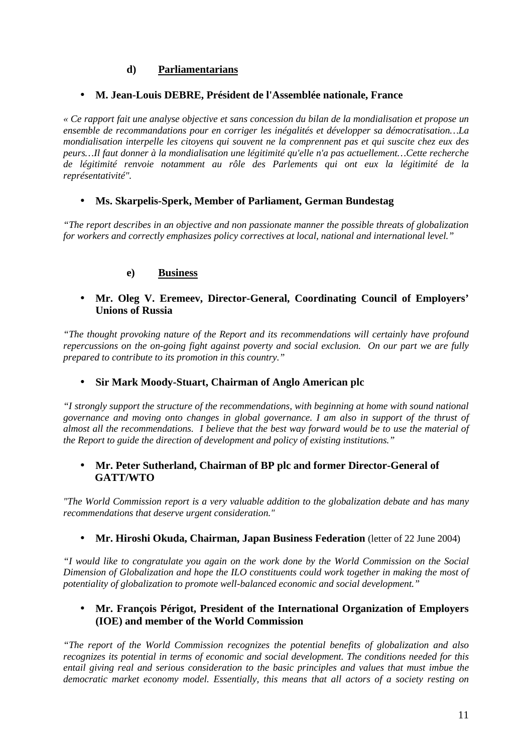### d) Parliamentarians

- **M. Jean-Louis DEBRE, Président de l'Assemblée nationale, France**

*« Ce rapport fait une analyse objective et sans concession du bilan de la mondialisation et propose un ensemble de recommandations pour en corriger les inégalités et développer sa démocratisation…La mondialisation interpelle les citoyens qui souvent ne la comprennent pas et qui suscite chez eux des peurs…Il faut donner à la mondialisation une légitimité qu'elle n'a pas actuellement…Cette recherche de légitimité renvoie notamment au rôle des Parlements qui ont eux la légitimité de la représentativité".*

- **Ms. Skarpelis-Sperk, Member of Parliament, German Bundestag**

*"The report describes in an objective and non passionate manner the possible threats of globalization for workers and correctly emphasizes policy correctives at local, national and international level."*

### e) Business

- **Mr. Oleg V. Eremeev, Director-General, Coordinating Council of Employers' Unions of Russia**

*"The thought provoking nature of the Report and its recommendations will certainly have profound repercussions on the on-going fight against poverty and social exclusion. On our part we are fully prepared to contribute to its promotion in this country."*

- **Sir Mark Moody-Stuart, Chairman of Anglo American plc**

*"I strongly support the structure of the recommendations, with beginning at home with sound national governance and moving onto changes in global governance. I am also in support of the thrust of almost all the recommendations. I believe that the best way forward would be to use the material of the Report to guide the direction of development and policy of existing institutions."*

- **Mr. Peter Sutherland, Chairman of BP plc and former Director-General of GATT/WTO**

*"The World Commission report is a very valuable addition to the globalization debate and has many recommendations that deserve urgent consideration."*

- **Mr. Hiroshi Okuda, Chairman, Japan Business Federation** (letter of 22 June 2004)

*"I would like to congratulate you again on the work done by the World Commission on the Social Dimension of Globalization and hope the ILO constituents could work together in making the most of potentiality of globalization to promote well-balanced economic and social development."*

- **Mr. François Périgot, President of the International Organization of Employers (IOE) and member of the World Commission**

*"The report of the World Commission recognizes the potential benefits of globalization and also recognizes its potential in terms of economic and social development. The conditions needed for this entail giving real and serious consideration to the basic principles and values that must imbue the democratic market economy model. Essentially, this means that all actors of a society resting on*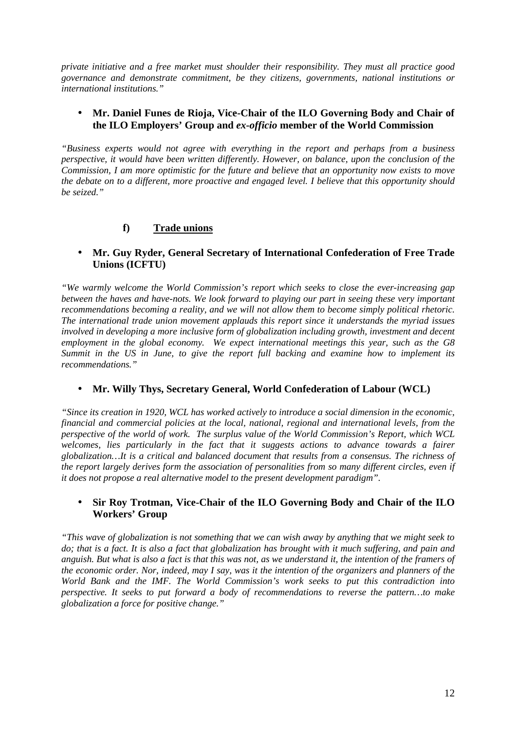*private initiative and a free market must shoulder their responsibility. They must all practice good governance and demonstrate commitment, be they citizens, governments, national institutions or international institutions."*

- **Mr. Daniel Funes de Rioja, Vice-Chair of the ILO Governing Body and Chair of the ILO Employers' Group and *ex-officio* member of the World Commission**

*"Business experts would not agree with everything in the report and perhaps from a business perspective, it would have been written differently. However, on balance, upon the conclusion of the Commission, I am more optimistic for the future and believe that an opportunity now exists to move the debate on to a different, more proactive and engaged level. I believe that this opportunity should be seized."*

### f) Trade unions

- **Mr. Guy Ryder, General Secretary of International Confederation of Free Trade Unions (ICFTU)**

*"We warmly welcome the World Commission's report which seeks to close the ever-increasing gap between the haves and have-nots. We look forward to playing our part in seeing these very important recommendations becoming a reality, and we will not allow them to become simply political rhetoric. The international trade union movement applauds this report since it understands the myriad issues involved in developing a more inclusive form of globalization including growth, investment and decent employment in the global economy. We expect international meetings this year, such as the G8 Summit in the US in June, to give the report full backing and examine how to implement its recommendations."*

- **Mr. Willy Thys, Secretary General, World Confederation of Labour (WCL)**

*"Since its creation in 1920, WCL has worked actively to introduce a social dimension in the economic, financial and commercial policies at the local, national, regional and international levels, from the perspective of the world of work. The surplus value of the World Commission's Report, which WCL welcomes, lies particularly in the fact that it suggests actions to advance towards a fairer globalization…It is a critical and balanced document that results from a consensus. The richness of the report largely derives form the association of personalities from so many different circles, even if it does not propose a real alternative model to the present development paradigm".*

- **Sir Roy Trotman, Vice-Chair of the ILO Governing Body and Chair of the ILO Workers' Group**

*"This wave of globalization is not something that we can wish away by anything that we might seek to do; that is a fact. It is also a fact that globalization has brought with it much suffering, and pain and anguish. But what is also a fact is that this was not, as we understand it, the intention of the framers of the economic order. Nor, indeed, may I say, was it the intention of the organizers and planners of the World Bank and the IMF. The World Commission's work seeks to put this contradiction into perspective. It seeks to put forward a body of recommendations to reverse the pattern…to make globalization a force for positive change."*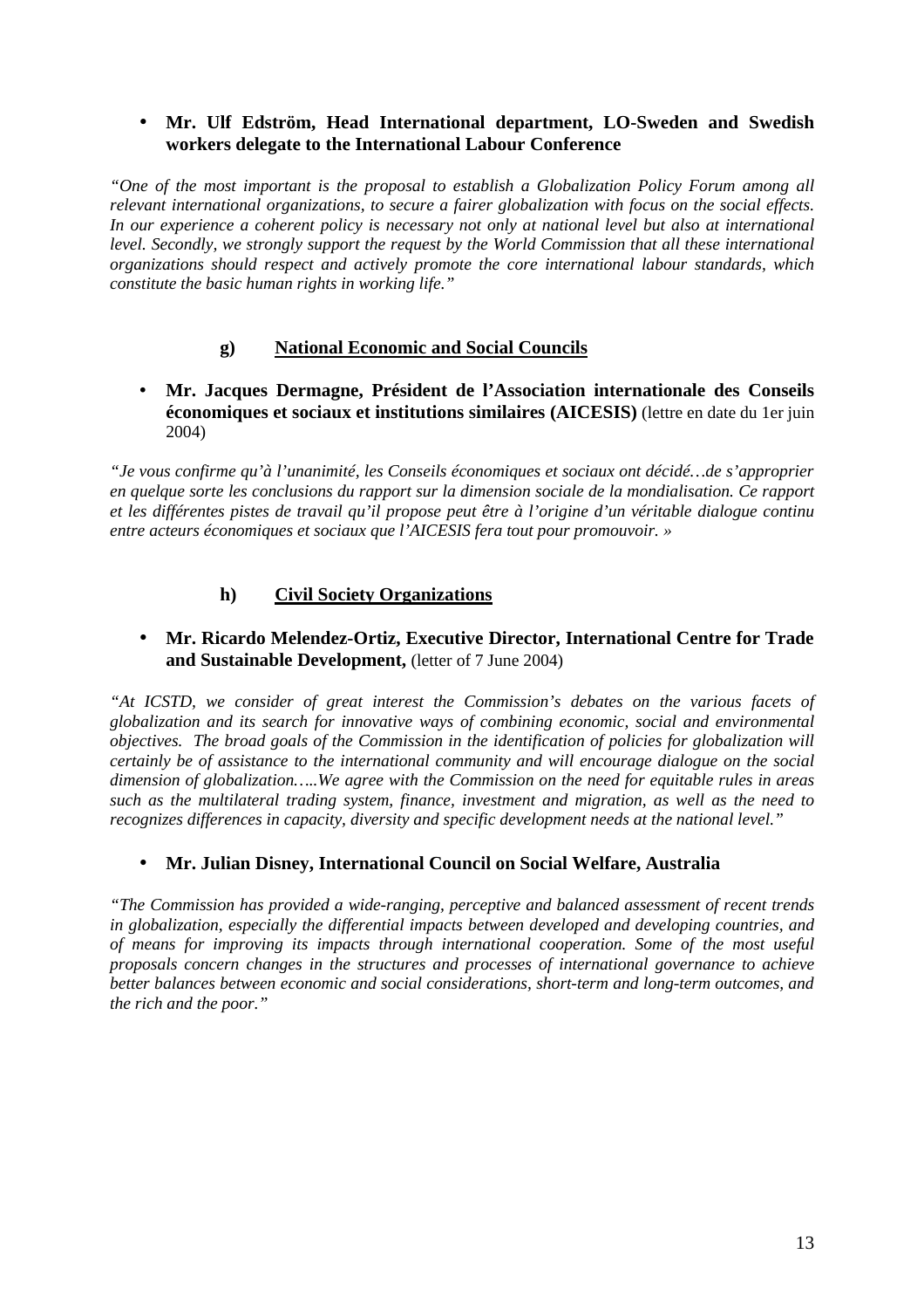- **Mr. Ulf Edström, Head International department, LO-Sweden and Swedish workers delegate to the International Labour Conference**

*"One of the most important is the proposal to establish a Globalization Policy Forum among all relevant international organizations, to secure a fairer globalization with focus on the social effects. In our experience a coherent policy is necessary not only at national level but also at international level. Secondly, we strongly support the request by the World Commission that all these international organizations should respect and actively promote the core international labour standards, which constitute the basic human rights in working life."*

### g) National Economic and Social Councils

- **Mr. Jacques Dermagne, Président de l'Association internationale des Conseils économiques et sociaux et institutions similaires (AICESIS)** (lettre en date du 1er juin 2004)

*"Je vous confirme qu'à l'unanimité, les Conseils économiques et sociaux ont décidé…de s'approprier en quelque sorte les conclusions du rapport sur la dimension sociale de la mondialisation. Ce rapport et les différentes pistes de travail qu'il propose peut être à l'origine d'un véritable dialogue continu entre acteurs économiques et sociaux que l'AICESIS fera tout pour promouvoir. »*

### h) Civil Society Organizations

- **Mr. Ricardo Melendez-Ortiz, Executive Director, International Centre for Trade and Sustainable Development,** (letter of 7 June 2004)

*"At ICSTD, we consider of great interest the Commission's debates on the various facets of globalization and its search for innovative ways of combining economic, social and environmental objectives. The broad goals of the Commission in the identification of policies for globalization will certainly be of assistance to the international community and will encourage dialogue on the social dimension of globalization…..We agree with the Commission on the need for equitable rules in areas such as the multilateral trading system, finance, investment and migration, as well as the need to recognizes differences in capacity, diversity and specific development needs at the national level."*

- **Mr. Julian Disney, International Council on Social Welfare, Australia**

*"The Commission has provided a wide-ranging, perceptive and balanced assessment of recent trends in globalization, especially the differential impacts between developed and developing countries, and of means for improving its impacts through international cooperation. Some of the most useful proposals concern changes in the structures and processes of international governance to achieve better balances between economic and social considerations, short-term and long-term outcomes, and the rich and the poor."*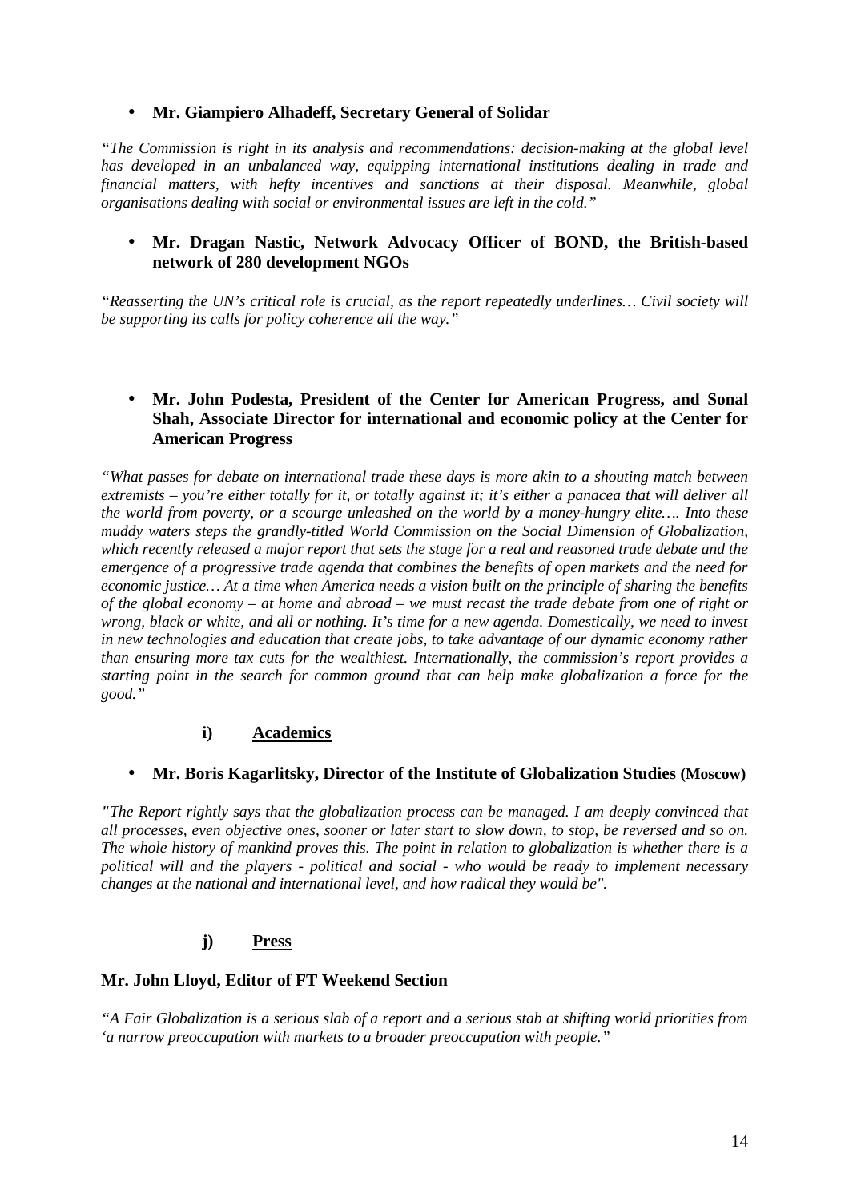- **Mr. Giampiero Alhadeff, Secretary General of Solidar**

*"The Commission is right in its analysis and recommendations: decision-making at the global level has developed in an unbalanced way, equipping international institutions dealing in trade and financial matters, with hefty incentives and sanctions at their disposal. Meanwhile, global organisations dealing with social or environmental issues are left in the cold."*

- **Mr. Dragan Nastic, Network Advocacy Officer of BOND, the British-based network of 280 development NGOs**

*"Reasserting the UN's critical role is crucial, as the report repeatedly underlines… Civil society will be supporting its calls for policy coherence all the way."*

- **Mr. John Podesta, President of the Center for American Progress, and Sonal Shah, Associate Director for international and economic policy at the Center for American Progress**

*"What passes for debate on international trade these days is more akin to a shouting match between extremists – you're either totally for it, or totally against it; it's either a panacea that will deliver all the world from poverty, or a scourge unleashed on the world by a money-hungry elite…. Into these muddy waters steps the grandly-titled World Commission on the Social Dimension of Globalization, which recently released a major report that sets the stage for a real and reasoned trade debate and the emergence of a progressive trade agenda that combines the benefits of open markets and the need for economic justice… At a time when America needs a vision built on the principle of sharing the benefits of the global economy – at home and abroad – we must recast the trade debate from one of right or wrong, black or white, and all or nothing. It's time for a new agenda. Domestically, we need to invest in new technologies and education that create jobs, to take advantage of our dynamic economy rather than ensuring more tax cuts for the wealthiest. Internationally, the commission's report provides a starting point in the search for common ground that can help make globalization a force for the good."*

### i) Academics

- **Mr. Boris Kagarlitsky, Director of the Institute of Globalization Studies (Moscow)**

*"The Report rightly says that the globalization process can be managed. I am deeply convinced that all processes, even objective ones, sooner or later start to slow down, to stop, be reversed and so on. The whole history of mankind proves this. The point in relation to globalization is whether there is a political will and the players - political and social - who would be ready to implement necessary changes at the national and international level, and how radical they would be".*

### j) Press

**Mr. John Lloyd, Editor of FT Weekend Section**

*"A Fair Globalization is a serious slab of a report and a serious stab at shifting world priorities from 'a narrow preoccupation with markets to a broader preoccupation with people."*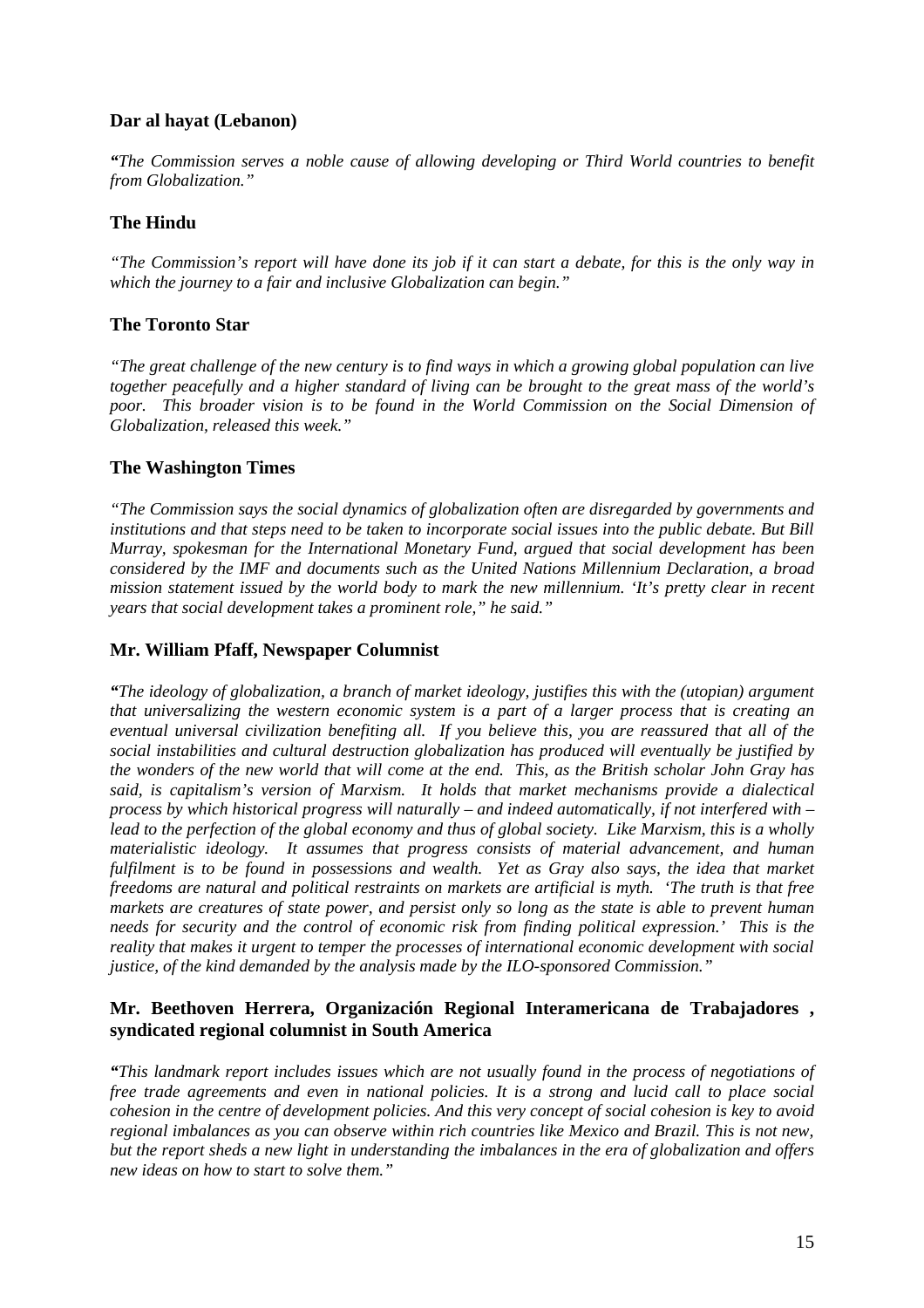### **Dar al hayat (Lebanon)**

*"The Commission serves a noble cause of allowing developing or Third World countries to benefit from Globalization."*

### **The Hindu**

*"The Commission's report will have done its job if it can start a debate, for this is the only way in which the journey to a fair and inclusive Globalization can begin."*

### **The Toronto Star**

*"The great challenge of the new century is to find ways in which a growing global population can live together peacefully and a higher standard of living can be brought to the great mass of the world's poor. This broader vision is to be found in the World Commission on the Social Dimension of Globalization, released this week."*

### **The Washington Times**

*"The Commission says the social dynamics of globalization often are disregarded by governments and institutions and that steps need to be taken to incorporate social issues into the public debate. But Bill Murray, spokesman for the International Monetary Fund, argued that social development has been considered by the IMF and documents such as the United Nations Millennium Declaration, a broad mission statement issued by the world body to mark the new millennium. 'It's pretty clear in recent years that social development takes a prominent role," he said."*

### **Mr. William Pfaff, Newspaper Columnist**

*"The ideology of globalization, a branch of market ideology, justifies this with the (utopian) argument that universalizing the western economic system is a part of a larger process that is creating an eventual universal civilization benefiting all. If you believe this, you are reassured that all of the social instabilities and cultural destruction globalization has produced will eventually be justified by the wonders of the new world that will come at the end. This, as the British scholar John Gray has said, is capitalism's version of Marxism. It holds that market mechanisms provide a dialectical process by which historical progress will naturally – and indeed automatically, if not interfered with – lead to the perfection of the global economy and thus of global society. Like Marxism, this is a wholly materialistic ideology. It assumes that progress consists of material advancement, and human fulfilment is to be found in possessions and wealth. Yet as Gray also says, the idea that market freedoms are natural and political restraints on markets are artificial is myth. 'The truth is that free markets are creatures of state power, and persist only so long as the state is able to prevent human needs for security and the control of economic risk from finding political expression.' This is the reality that makes it urgent to temper the processes of international economic development with social justice, of the kind demanded by the analysis made by the ILO-sponsored Commission."*

### **Mr. Beethoven Herrera, Organización Regional Interamericana de Trabajadores , syndicated regional columnist in South America**

*"This landmark report includes issues which are not usually found in the process of negotiations of free trade agreements and even in national policies. It is a strong and lucid call to place social cohesion in the centre of development policies. And this very concept of social cohesion is key to avoid regional imbalances as you can observe within rich countries like Mexico and Brazil. This is not new, but the report sheds a new light in understanding the imbalances in the era of globalization and offers new ideas on how to start to solve them."*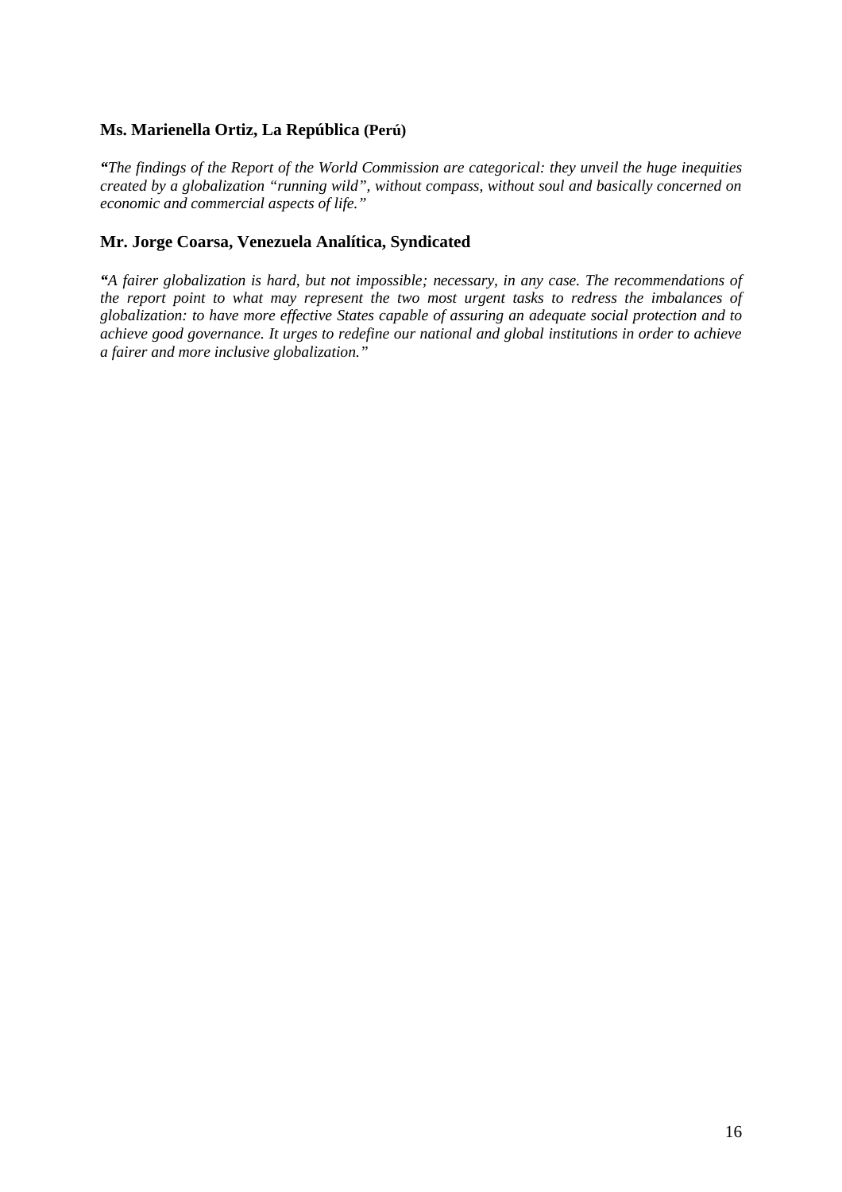**Ms. Marienella Ortiz, La República (Perú)**

*"The findings of the Report of the World Commission are categorical: they unveil the huge inequities created by a globalization "running wild", without compass, without soul and basically concerned on economic and commercial aspects of life."*

**Mr. Jorge Coarsa, Venezuela Analítica, Syndicated**

*"A fairer globalization is hard, but not impossible; necessary, in any case. The recommendations of the report point to what may represent the two most urgent tasks to redress the imbalances of globalization: to have more effective States capable of assuring an adequate social protection and to achieve good governance. It urges to redefine our national and global institutions in order to achieve a fairer and more inclusive globalization."*